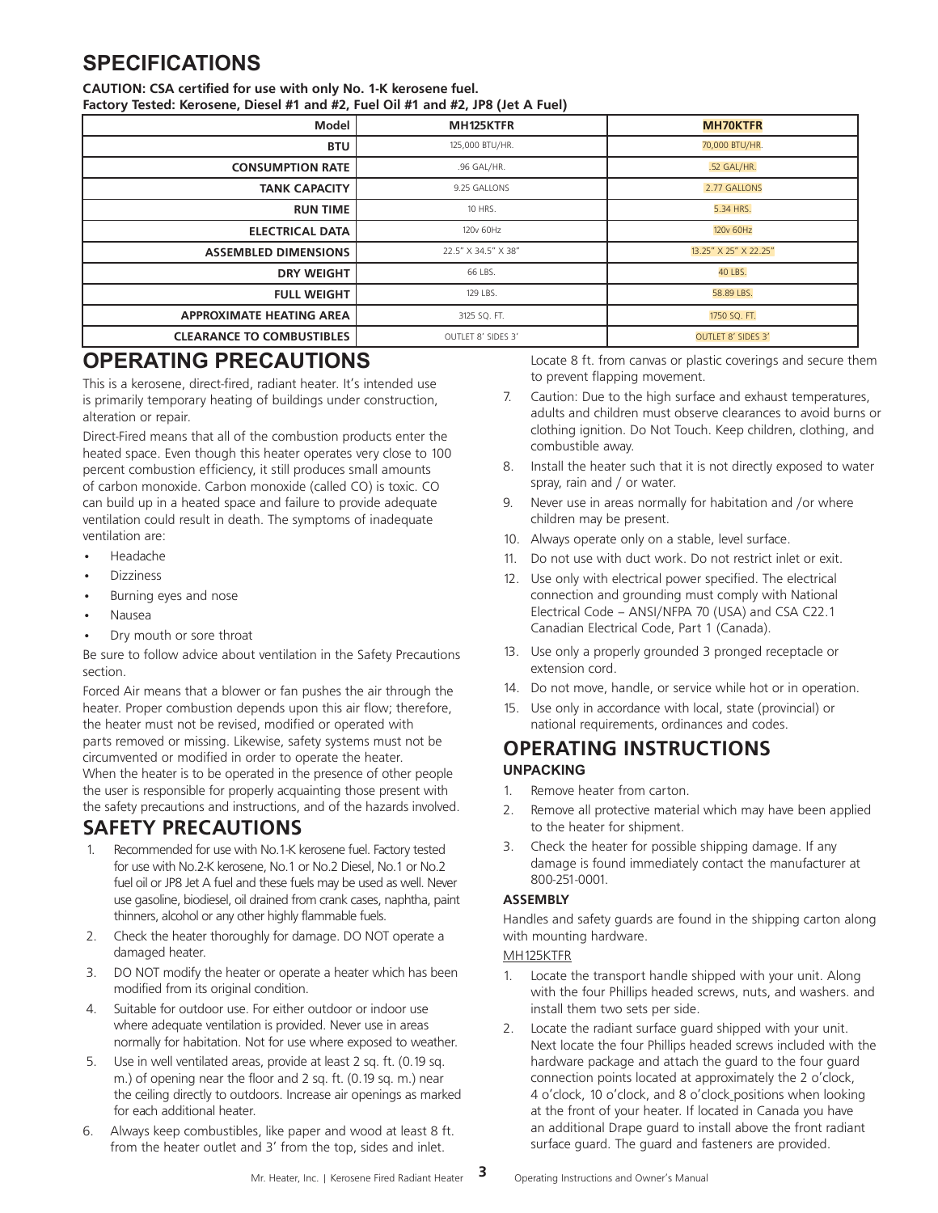# SPECIFICATIONS

**CAUTION: CSA certified for use with only No. 1-K kerosene fuel.**
**Factory Tested: Kerosene, Diesel #1 and #2, Fuel Oil #1 and #2, JP8 (Jet A Fuel)**

| Model | MH125KTFR | MH70KTFR |
|---|---|---|
| BTU | 125,000 BTU/HR. | 70,000 BTU/HR. |
| CONSUMPTION RATE | .96 GAL/HR. | .52 GAL/HR. |
| TANK CAPACITY | 9.25 GALLONS | 2.77 GALLONS |
| RUN TIME | 10 HRS. | 5.34 HRS. |
| ELECTRICAL DATA | 120v 60Hz | 120v 60Hz |
| ASSEMBLED DIMENSIONS | 22.5" X 34.5" X 38" | 13.25" X 25" X 22.25" |
| DRY WEIGHT | 66 LBS. | 40 LBS. |
| FULL WEIGHT | 129 LBS. | 58.89 LBS. |
| APPROXIMATE HEATING AREA | 3125 SQ. FT. | 1750 SQ. FT. |
| CLEARANCE TO COMBUSTIBLES | OUTLET 8' SIDES 3' | OUTLET 8' SIDES 3' |

# OPERATING PRECAUTIONS

This is a kerosene, direct-fired, radiant heater. It's intended use is primarily temporary heating of buildings under construction, alteration or repair.

Direct-Fired means that all of the combustion products enter the heated space. Even though this heater operates very close to 100 percent combustion efficiency, it still produces small amounts of carbon monoxide. Carbon monoxide (called CO) is toxic. CO can build up in a heated space and failure to provide adequate ventilation could result in death. The symptoms of inadequate ventilation are:

- Headache
- Dizziness
- Burning eyes and nose
- Nausea
- Dry mouth or sore throat

Be sure to follow advice about ventilation in the Safety Precautions section.

Forced Air means that a blower or fan pushes the air through the heater. Proper combustion depends upon this air flow; therefore, the heater must not be revised, modified or operated with parts removed or missing. Likewise, safety systems must not be circumvented or modified in order to operate the heater. When the heater is to be operated in the presence of other people the user is responsible for properly acquainting those present with the safety precautions and instructions, and of the hazards involved.

# SAFETY PRECAUTIONS

1. Recommended for use with No.1-K kerosene fuel. Factory tested for use with No.2-K kerosene, No.1 or No.2 Diesel, No.1 or No.2 fuel oil or JP8 Jet A fuel and these fuels may be used as well. Never use gasoline, biodiesel, oil drained from crank cases, naphtha, paint thinners, alcohol or any other highly flammable fuels.
2. Check the heater thoroughly for damage. DO NOT operate a damaged heater.
3. DO NOT modify the heater or operate a heater which has been modified from its original condition.
4. Suitable for outdoor use. For either outdoor or indoor use where adequate ventilation is provided. Never use in areas normally for habitation. Not for use where exposed to weather.
5. Use in well ventilated areas, provide at least 2 sq. ft. (0.19 sq. m.) of opening near the floor and 2 sq. ft. (0.19 sq. m.) near the ceiling directly to outdoors. Increase air openings as marked for each additional heater.
6. Always keep combustibles, like paper and wood at least 8 ft. from the heater outlet and 3' from the top, sides and inlet. Locate 8 ft. from canvas or plastic coverings and secure them to prevent flapping movement.
7. Caution: Due to the high surface and exhaust temperatures, adults and children must observe clearances to avoid burns or clothing ignition. Do Not Touch. Keep children, clothing, and combustible away.
8. Install the heater such that it is not directly exposed to water spray, rain and / or water.
9. Never use in areas normally for habitation and /or where children may be present.
10. Always operate only on a stable, level surface.
11. Do not use with duct work. Do not restrict inlet or exit.
12. Use only with electrical power specified. The electrical connection and grounding must comply with National Electrical Code – ANSI/NFPA 70 (USA) and CSA C22.1 Canadian Electrical Code, Part 1 (Canada).
13. Use only a properly grounded 3 pronged receptacle or extension cord.
14. Do not move, handle, or service while hot or in operation.
15. Use only in accordance with local, state (provincial) or national requirements, ordinances and codes.

# OPERATING INSTRUCTIONS

### UNPACKING

1. Remove heater from carton.
2. Remove all protective material which may have been applied to the heater for shipment.
3. Check the heater for possible shipping damage. If any damage is found immediately contact the manufacturer at 800-251-0001.

### ASSEMBLY

Handles and safety guards are found in the shipping carton along with mounting hardware.

MH125KTFR

1. Locate the transport handle shipped with your unit. Along with the four Phillips headed screws, nuts, and washers. and install them two sets per side.
2. Locate the radiant surface guard shipped with your unit. Next locate the four Phillips headed screws included with the hardware package and attach the guard to the four guard connection points located at approximately the 2 o'clock, 4 o'clock, 10 o'clock, and 8 o'clock positions when looking at the front of your heater. If located in Canada you have an additional Drape guard to install above the front radiant surface guard. The guard and fasteners are provided.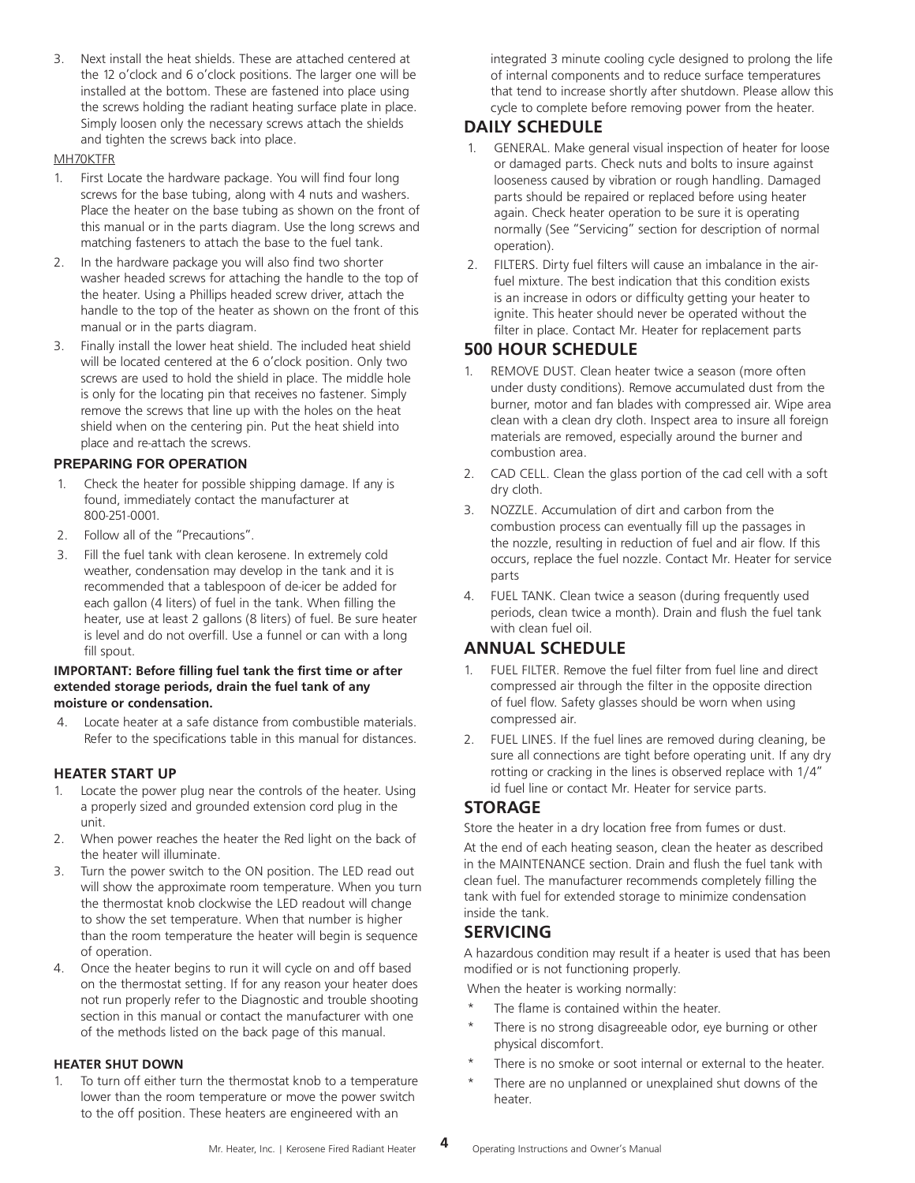3. Next install the heat shields. These are attached centered at the 12 o'clock and 6 o'clock positions. The larger one will be installed at the bottom. These are fastened into place using the screws holding the radiant heating surface plate in place. Simply loosen only the necessary screws attach the shields and tighten the screws back into place.

MH70KTFR

1. First Locate the hardware package. You will find four long screws for the base tubing, along with 4 nuts and washers. Place the heater on the base tubing as shown on the front of this manual or in the parts diagram. Use the long screws and matching fasteners to attach the base to the fuel tank.
2. In the hardware package you will also find two shorter washer headed screws for attaching the handle to the top of the heater. Using a Phillips headed screw driver, attach the handle to the top of the heater as shown on the front of this manual or in the parts diagram.
3. Finally install the lower heat shield. The included heat shield will be located centered at the 6 o'clock position. Only two screws are used to hold the shield in place. The middle hole is only for the locating pin that receives no fastener. Simply remove the screws that line up with the holes on the heat shield when on the centering pin. Put the heat shield into place and re-attach the screws.

### PREPARING FOR OPERATION

1. Check the heater for possible shipping damage. If any is found, immediately contact the manufacturer at 800-251-0001.
2. Follow all of the "Precautions".
3. Fill the fuel tank with clean kerosene. In extremely cold weather, condensation may develop in the tank and it is recommended that a tablespoon of de-icer be added for each gallon (4 liters) of fuel in the tank. When filling the heater, use at least 2 gallons (8 liters) of fuel. Be sure heater is level and do not overfill. Use a funnel or can with a long fill spout.

**IMPORTANT: Before filling fuel tank the first time or after extended storage periods, drain the fuel tank of any moisture or condensation.**

4. Locate heater at a safe distance from combustible materials. Refer to the specifications table in this manual for distances.

### HEATER START UP

1. Locate the power plug near the controls of the heater. Using a properly sized and grounded extension cord plug in the unit.
2. When power reaches the heater the Red light on the back of the heater will illuminate.
3. Turn the power switch to the ON position. The LED read out will show the approximate room temperature. When you turn the thermostat knob clockwise the LED readout will change to show the set temperature. When that number is higher than the room temperature the heater will begin is sequence of operation.
4. Once the heater begins to run it will cycle on and off based on the thermostat setting. If for any reason your heater does not run properly refer to the Diagnostic and trouble shooting section in this manual or contact the manufacturer with one of the methods listed on the back page of this manual.

### HEATER SHUT DOWN

1. To turn off either turn the thermostat knob to a temperature lower than the room temperature or move the power switch to the off position. These heaters are engineered with an integrated 3 minute cooling cycle designed to prolong the life of internal components and to reduce surface temperatures that tend to increase shortly after shutdown. Please allow this cycle to complete before removing power from the heater.

## DAILY SCHEDULE

1. GENERAL. Make general visual inspection of heater for loose or damaged parts. Check nuts and bolts to insure against looseness caused by vibration or rough handling. Damaged parts should be repaired or replaced before using heater again. Check heater operation to be sure it is operating normally (See "Servicing" section for description of normal operation).
2. FILTERS. Dirty fuel filters will cause an imbalance in the air-fuel mixture. The best indication that this condition exists is an increase in odors or difficulty getting your heater to ignite. This heater should never be operated without the filter in place. Contact Mr. Heater for replacement parts

## 500 HOUR SCHEDULE

1. REMOVE DUST. Clean heater twice a season (more often under dusty conditions). Remove accumulated dust from the burner, motor and fan blades with compressed air. Wipe area clean with a clean dry cloth. Inspect area to insure all foreign materials are removed, especially around the burner and combustion area.
2. CAD CELL. Clean the glass portion of the cad cell with a soft dry cloth.
3. NOZZLE. Accumulation of dirt and carbon from the combustion process can eventually fill up the passages in the nozzle, resulting in reduction of fuel and air flow. If this occurs, replace the fuel nozzle. Contact Mr. Heater for service parts
4. FUEL TANK. Clean twice a season (during frequently used periods, clean twice a month). Drain and flush the fuel tank with clean fuel oil.

## ANNUAL SCHEDULE

1. FUEL FILTER. Remove the fuel filter from fuel line and direct compressed air through the filter in the opposite direction of fuel flow. Safety glasses should be worn when using compressed air.
2. FUEL LINES. If the fuel lines are removed during cleaning, be sure all connections are tight before operating unit. If any dry rotting or cracking in the lines is observed replace with 1/4" id fuel line or contact Mr. Heater for service parts.

## STORAGE

Store the heater in a dry location free from fumes or dust.

At the end of each heating season, clean the heater as described in the MAINTENANCE section. Drain and flush the fuel tank with clean fuel. The manufacturer recommends completely filling the tank with fuel for extended storage to minimize condensation inside the tank.

## SERVICING

A hazardous condition may result if a heater is used that has been modified or is not functioning properly.

When the heater is working normally:

* The flame is contained within the heater.
* There is no strong disagreeable odor, eye burning or other physical discomfort.
* There is no smoke or soot internal or external to the heater.
* There are no unplanned or unexplained shut downs of the heater.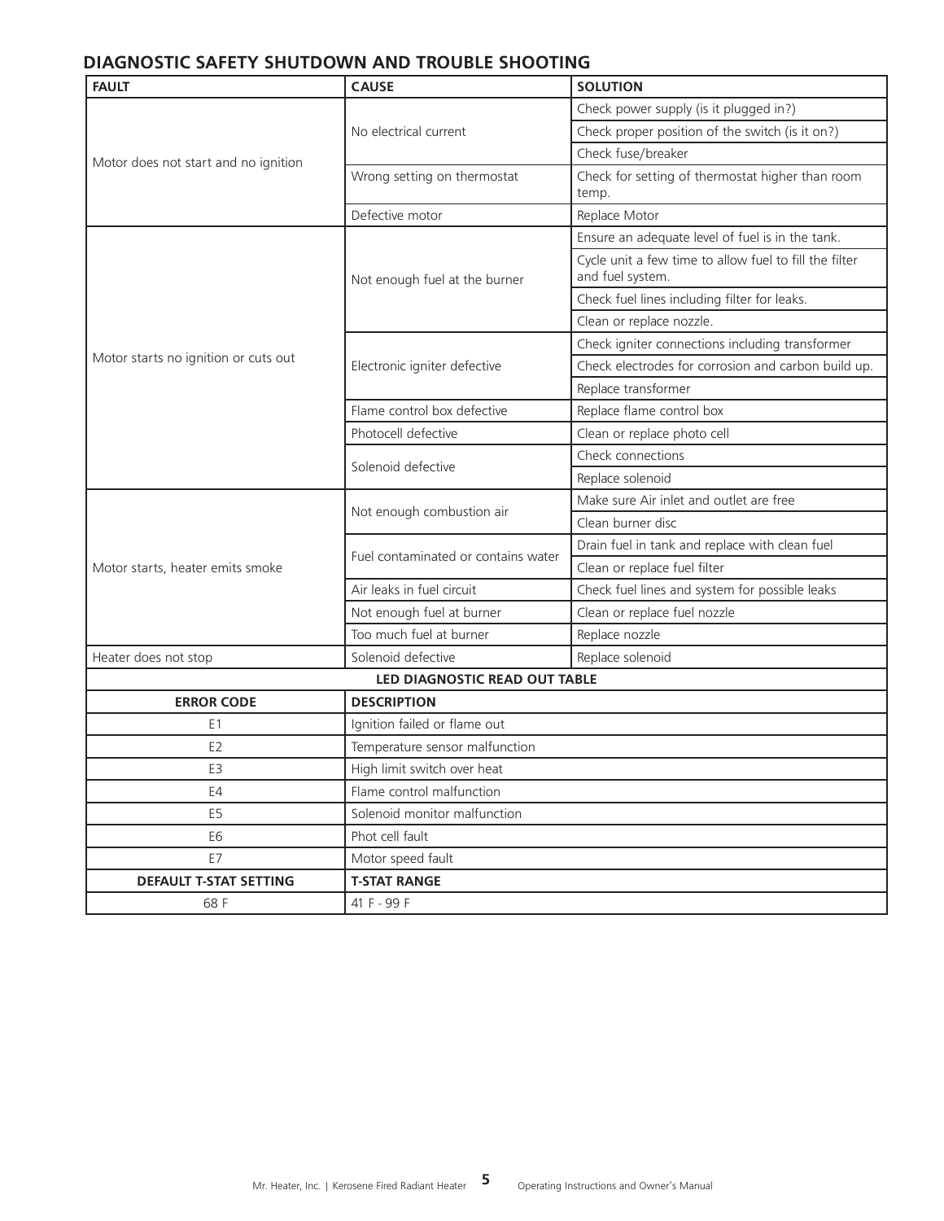## DIAGNOSTIC SAFETY SHUTDOWN AND TROUBLE SHOOTING

| FAULT | CAUSE | SOLUTION |
|---|---|---|
| Motor does not start and no ignition | No electrical current | Check power supply (is it plugged in?) |
| | | Check proper position of the switch (is it on?) |
| | | Check fuse/breaker |
| | Wrong setting on thermostat | Check for setting of thermostat higher than room temp. |
| | Defective motor | Replace Motor |
| Motor starts no ignition or cuts out | Not enough fuel at the burner | Ensure an adequate level of fuel is in the tank. |
| | | Cycle unit a few time to allow fuel to fill the filter and fuel system. |
| | | Check fuel lines including filter for leaks. |
| | | Clean or replace nozzle. |
| | Electronic igniter defective | Check igniter connections including transformer |
| | | Check electrodes for corrosion and carbon build up. |
| | | Replace transformer |
| | Flame control box defective | Replace flame control box |
| | Photocell defective | Clean or replace photo cell |
| | Solenoid defective | Check connections |
| | | Replace solenoid |
| Motor starts, heater emits smoke | Not enough combustion air | Make sure Air inlet and outlet are free |
| | | Clean burner disc |
| | Fuel contaminated or contains water | Drain fuel in tank and replace with clean fuel |
| | | Clean or replace fuel filter |
| | Air leaks in fuel circuit | Check fuel lines and system for possible leaks |
| | Not enough fuel at burner | Clean or replace fuel nozzle |
| | Too much fuel at burner | Replace nozzle |
| Heater does not stop | Solenoid defective | Replace solenoid |

**LED DIAGNOSTIC READ OUT TABLE**

| ERROR CODE | DESCRIPTION |
|---|---|
| E1 | Ignition failed or flame out |
| E2 | Temperature sensor malfunction |
| E3 | High limit switch over heat |
| E4 | Flame control malfunction |
| E5 | Solenoid monitor malfunction |
| E6 | Phot cell fault |
| E7 | Motor speed fault |

| DEFAULT T-STAT SETTING | T-STAT RANGE |
|---|---|
| 68 F | 41 F - 99 F |